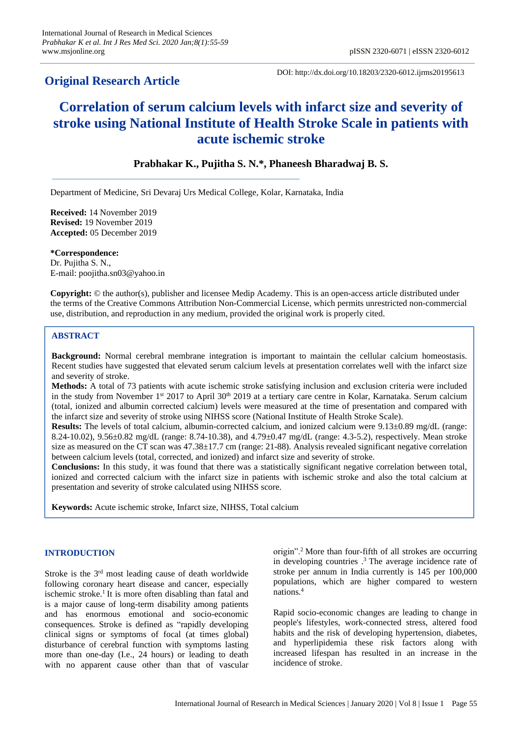**Original Research Article**

DOI: http://dx.doi.org/10.18203/2320-6012.ijrms20195613

# Correlation of serum calcium levels with infarct size and severity of stroke using National Institute of Health Stroke Scale in patients with acute ischemic stroke

**Prabhakar K., Pujitha S. N.\*, Phaneesh Bharadwaj B. S.**

Department of Medicine, Sri Devaraj Urs Medical College, Kolar, Karnataka, India

**Received:** 14 November 2019
**Revised:** 19 November 2019
**Accepted:** 05 December 2019

**\*Correspondence:**
Dr. Pujitha S. N.,
E-mail: poojitha.sn03@yahoo.in

**Copyright:** © the author(s), publisher and licensee Medip Academy. This is an open-access article distributed under the terms of the Creative Commons Attribution Non-Commercial License, which permits unrestricted non-commercial use, distribution, and reproduction in any medium, provided the original work is properly cited.

## ABSTRACT

**Background:** Normal cerebral membrane integration is important to maintain the cellular calcium homeostasis. Recent studies have suggested that elevated serum calcium levels at presentation correlates well with the infarct size and severity of stroke.

**Methods:** A total of 73 patients with acute ischemic stroke satisfying inclusion and exclusion criteria were included in the study from November 1st 2017 to April 30th 2019 at a tertiary care centre in Kolar, Karnataka. Serum calcium (total, ionized and albumin corrected calcium) levels were measured at the time of presentation and compared with the infarct size and severity of stroke using NIHSS score (National Institute of Health Stroke Scale).

**Results:** The levels of total calcium, albumin-corrected calcium, and ionized calcium were 9.13±0.89 mg/dL (range: 8.24-10.02), 9.56±0.82 mg/dL (range: 8.74-10.38), and 4.79±0.47 mg/dL (range: 4.3-5.2), respectively. Mean stroke size as measured on the CT scan was 47.38±17.7 cm (range: 21-88). Analysis revealed significant negative correlation between calcium levels (total, corrected, and ionized) and infarct size and severity of stroke.

**Conclusions:** In this study, it was found that there was a statistically significant negative correlation between total, ionized and corrected calcium with the infarct size in patients with ischemic stroke and also the total calcium at presentation and severity of stroke calculated using NIHSS score.

**Keywords:** Acute ischemic stroke, Infarct size, NIHSS, Total calcium

## INTRODUCTION

Stroke is the 3rd most leading cause of death worldwide following coronary heart disease and cancer, especially ischemic stroke.[1] It is more often disabling than fatal and is a major cause of long-term disability among patients and has enormous emotional and socio-economic consequences. Stroke is defined as "rapidly developing clinical signs or symptoms of focal (at times global) disturbance of cerebral function with symptoms lasting more than one-day (I.e., 24 hours) or leading to death with no apparent cause other than that of vascular origin".[2] More than four-fifth of all strokes are occurring in developing countries .[3] The average incidence rate of stroke per annum in India currently is 145 per 100,000 populations, which are higher compared to western nations.[4]

Rapid socio-economic changes are leading to change in people's lifestyles, work-connected stress, altered food habits and the risk of developing hypertension, diabetes, and hyperlipidemia these risk factors along with increased lifespan has resulted in an increase in the incidence of stroke.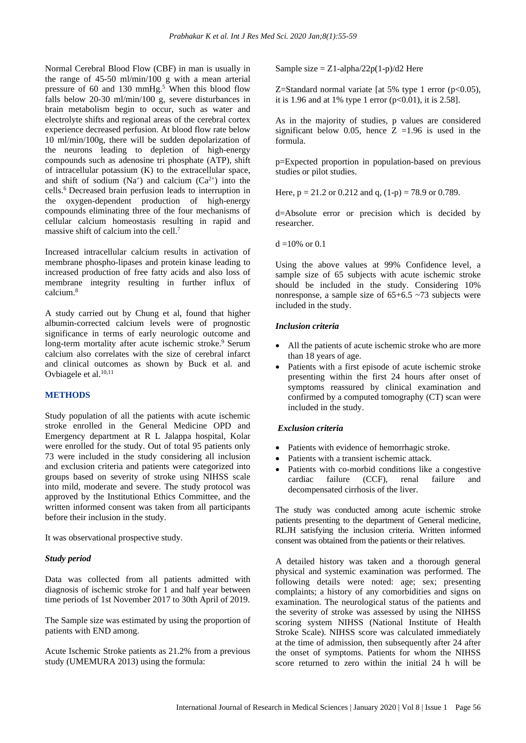Normal Cerebral Blood Flow (CBF) in man is usually in the range of 45-50 ml/min/100 g with a mean arterial pressure of 60 and 130 mmHg.[5] When this blood flow falls below 20-30 ml/min/100 g, severe disturbances in brain metabolism begin to occur, such as water and electrolyte shifts and regional areas of the cerebral cortex experience decreased perfusion. At blood flow rate below 10 ml/min/100g, there will be sudden depolarization of the neurons leading to depletion of high-energy compounds such as adenosine tri phosphate (ATP), shift of intracellular potassium (K) to the extracellular space, and shift of sodium ($Na^+$) and calcium ($Ca^{2+}$) into the cells.[6] Decreased brain perfusion leads to interruption in the oxygen-dependent production of high-energy compounds eliminating three of the four mechanisms of cellular calcium homeostasis resulting in rapid and massive shift of calcium into the cell.[7]

Increased intracellular calcium results in activation of membrane phospho-lipases and protein kinase leading to increased production of free fatty acids and also loss of membrane integrity resulting in further influx of calcium.[8]

A study carried out by Chung et al, found that higher albumin-corrected calcium levels were of prognostic significance in terms of early neurologic outcome and long-term mortality after acute ischemic stroke.[9] Serum calcium also correlates with the size of cerebral infarct and clinical outcomes as shown by Buck et al. and Ovbiagele et al.[10,11]

## METHODS

Study population of all the patients with acute ischemic stroke enrolled in the General Medicine OPD and Emergency department at R L Jalappa hospital, Kolar were enrolled for the study. Out of total 95 patients only 73 were included in the study considering all inclusion and exclusion criteria and patients were categorized into groups based on severity of stroke using NIHSS scale into mild, moderate and severe. The study protocol was approved by the Institutional Ethics Committee, and the written informed consent was taken from all participants before their inclusion in the study.

It was observational prospective study.

### *Study period*

Data was collected from all patients admitted with diagnosis of ischemic stroke for 1 and half year between time periods of 1st November 2017 to 30th April of 2019.

The Sample size was estimated by using the proportion of patients with END among.

Acute Ischemic Stroke patients as 21.2% from a previous study (UMEMURA 2013) using the formula:

Sample size = Z1-alpha/22p(1-p)/d2 Here

Z=Standard normal variate [at 5% type 1 error ($p<0.05$), it is 1.96 and at 1% type 1 error ($p<0.01$), it is 2.58].

As in the majority of studies, p values are considered significant below 0.05, hence Z =1.96 is used in the formula.

p=Expected proportion in population-based on previous studies or pilot studies.

Here, p = 21.2 or 0.212 and q, (1-p) = 78.9 or 0.789.

d=Absolute error or precision which is decided by researcher.

d =10% or 0.1

Using the above values at 99% Confidence level, a sample size of 65 subjects with acute ischemic stroke should be included in the study. Considering 10% nonresponse, a sample size of 65+6.5 ~73 subjects were included in the study.

### *Inclusion criteria*

- All the patients of acute ischemic stroke who are more than 18 years of age.
- Patients with a first episode of acute ischemic stroke presenting within the first 24 hours after onset of symptoms reassured by clinical examination and confirmed by a computed tomography (CT) scan were included in the study.

### *Exclusion criteria*

- Patients with evidence of hemorrhagic stroke.
- Patients with a transient ischemic attack.
- Patients with co-morbid conditions like a congestive cardiac failure (CCF), renal failure and decompensated cirrhosis of the liver.

The study was conducted among acute ischemic stroke patients presenting to the department of General medicine, RLJH satisfying the inclusion criteria. Written informed consent was obtained from the patients or their relatives.

A detailed history was taken and a thorough general physical and systemic examination was performed. The following details were noted: age; sex; presenting complaints; a history of any comorbidities and signs on examination. The neurological status of the patients and the severity of stroke was assessed by using the NIHSS scoring system NIHSS (National Institute of Health Stroke Scale). NIHSS score was calculated immediately at the time of admission, then subsequently after 24 after the onset of symptoms. Patients for whom the NIHSS score returned to zero within the initial 24 h will be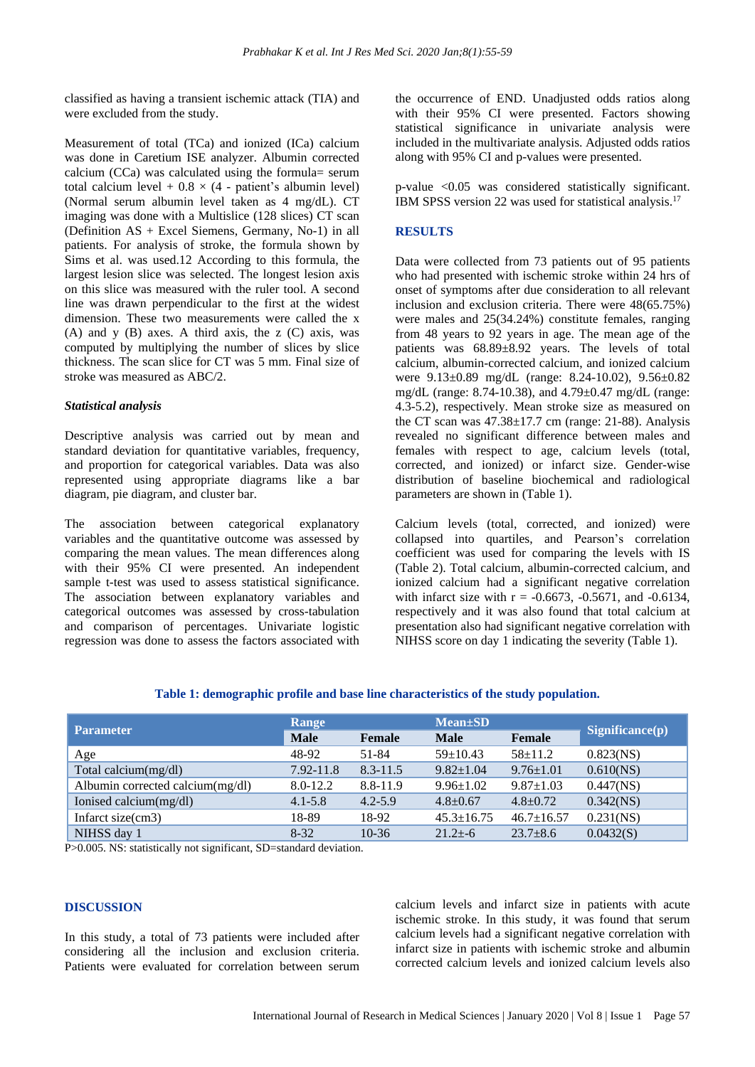classified as having a transient ischemic attack (TIA) and were excluded from the study.

Measurement of total (TCa) and ionized (ICa) calcium was done in Caretium ISE analyzer. Albumin corrected calcium (CCa) was calculated using the formula= serum total calcium level + 0.8 × (4 - patient's albumin level) (Normal serum albumin level taken as 4 mg/dL). CT imaging was done with a Multislice (128 slices) CT scan (Definition AS + Excel Siemens, Germany, No-1) in all patients. For analysis of stroke, the formula shown by Sims et al. was used.12 According to this formula, the largest lesion slice was selected. The longest lesion axis on this slice was measured with the ruler tool. A second line was drawn perpendicular to the first at the widest dimension. These two measurements were called the x (A) and y (B) axes. A third axis, the z (C) axis, was computed by multiplying the number of slices by slice thickness. The scan slice for CT was 5 mm. Final size of stroke was measured as ABC/2.

### *Statistical analysis*

Descriptive analysis was carried out by mean and standard deviation for quantitative variables, frequency, and proportion for categorical variables. Data was also represented using appropriate diagrams like a bar diagram, pie diagram, and cluster bar.

The association between categorical explanatory variables and the quantitative outcome was assessed by comparing the mean values. The mean differences along with their 95% CI were presented. An independent sample t-test was used to assess statistical significance. The association between explanatory variables and categorical outcomes was assessed by cross-tabulation and comparison of percentages. Univariate logistic regression was done to assess the factors associated with the occurrence of END. Unadjusted odds ratios along with their 95% CI were presented. Factors showing statistical significance in univariate analysis were included in the multivariate analysis. Adjusted odds ratios along with 95% CI and p-values were presented.

p-value <0.05 was considered statistically significant. IBM SPSS version 22 was used for statistical analysis.[17]

## RESULTS

Data were collected from 73 patients out of 95 patients who had presented with ischemic stroke within 24 hrs of onset of symptoms after due consideration to all relevant inclusion and exclusion criteria. There were 48(65.75%) were males and 25(34.24%) constitute females, ranging from 48 years to 92 years in age. The mean age of the patients was 68.89±8.92 years. The levels of total calcium, albumin-corrected calcium, and ionized calcium were 9.13±0.89 mg/dL (range: 8.24-10.02), 9.56±0.82 mg/dL (range: 8.74-10.38), and 4.79±0.47 mg/dL (range: 4.3-5.2), respectively. Mean stroke size as measured on the CT scan was 47.38±17.7 cm (range: 21-88). Analysis revealed no significant difference between males and females with respect to age, calcium levels (total, corrected, and ionized) or infarct size. Gender-wise distribution of baseline biochemical and radiological parameters are shown in (Table 1).

Calcium levels (total, corrected, and ionized) were collapsed into quartiles, and Pearson's correlation coefficient was used for comparing the levels with IS (Table 2). Total calcium, albumin-corrected calcium, and ionized calcium had a significant negative correlation with infarct size with r = -0.6673, -0.5671, and -0.6134, respectively and it was also found that total calcium at presentation also had significant negative correlation with NIHSS score on day 1 indicating the severity (Table 1).

**Table 1: demographic profile and base line characteristics of the study population.**

| Parameter | Range | | Mean±SD | | Significance(p) |
|---|---|---|---|---|---|
| | Male | Female | Male | Female | |
| Age | 48-92 | 51-84 | 59±10.43 | 58±11.2 | 0.823(NS) |
| Total calcium(mg/dl) | 7.92-11.8 | 8.3-11.5 | 9.82±1.04 | 9.76±1.01 | 0.610(NS) |
| Albumin corrected calcium(mg/dl) | 8.0-12.2 | 8.8-11.9 | 9.96±1.02 | 9.87±1.03 | 0.447(NS) |
| Ionised calcium(mg/dl) | 4.1-5.8 | 4.2-5.9 | 4.8±0.67 | 4.8±0.72 | 0.342(NS) |
| Infarct size(cm3) | 18-89 | 18-92 | 45.3±16.75 | 46.7±16.57 | 0.231(NS) |
| NIHSS day 1 | 8-32 | 10-36 | 21.2±-6 | 23.7±8.6 | 0.0432(S) |

P>0.005. NS: statistically not significant, SD=standard deviation.

## DISCUSSION

In this study, a total of 73 patients were included after considering all the inclusion and exclusion criteria. Patients were evaluated for correlation between serum calcium levels and infarct size in patients with acute ischemic stroke. In this study, it was found that serum calcium levels had a significant negative correlation with infarct size in patients with ischemic stroke and albumin corrected calcium levels and ionized calcium levels also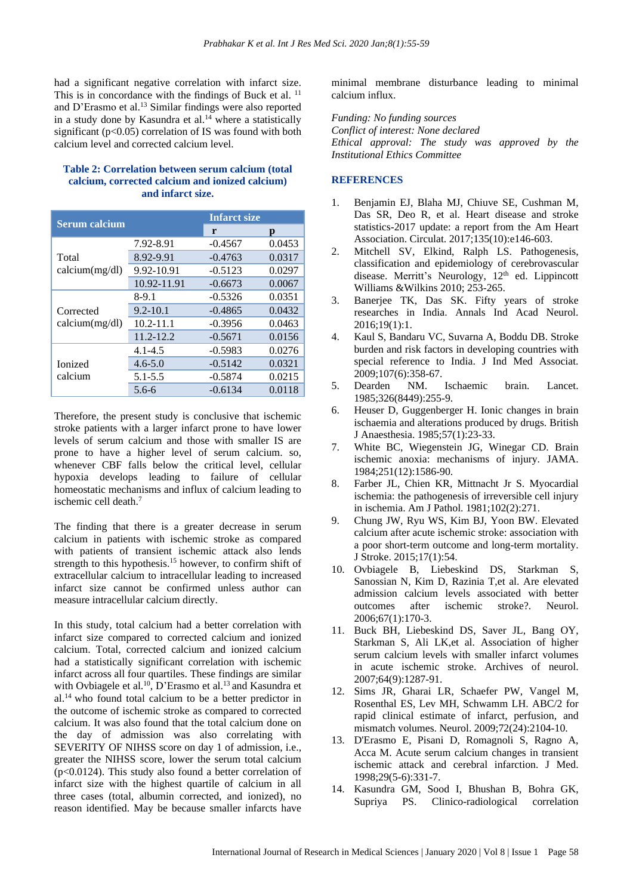had a significant negative correlation with infarct size. This is in concordance with the findings of Buck et al.[11] and D'Erasmo et al.[13] Similar findings were also reported in a study done by Kasundra et al.[14] where a statistically significant (p<0.05) correlation of IS was found with both calcium level and corrected calcium level.

**Table 2: Correlation between serum calcium (total calcium, corrected calcium and ionized calcium) and infarct size.**

| Serum calcium | | Infarct size | |
|---|---|---|---|
| | | r | p |
| Total calcium(mg/dl) | 7.92-8.91 | -0.4567 | 0.0453 |
| | 8.92-9.91 | -0.4763 | 0.0317 |
| | 9.92-10.91 | -0.5123 | 0.0297 |
| | 10.92-11.91 | -0.6673 | 0.0067 |
| Corrected calcium(mg/dl) | 8-9.1 | -0.5326 | 0.0351 |
| | 9.2-10.1 | -0.4865 | 0.0432 |
| | 10.2-11.1 | -0.3956 | 0.0463 |
| | 11.2-12.2 | -0.5671 | 0.0156 |
| Ionized calcium | 4.1-4.5 | -0.5983 | 0.0276 |
| | 4.6-5.0 | -0.5142 | 0.0321 |
| | 5.1-5.5 | -0.5874 | 0.0215 |
| | 5.6-6 | -0.6134 | 0.0118 |

Therefore, the present study is conclusive that ischemic stroke patients with a larger infarct prone to have lower levels of serum calcium and those with smaller IS are prone to have a higher level of serum calcium. so, whenever CBF falls below the critical level, cellular hypoxia develops leading to failure of cellular homeostatic mechanisms and influx of calcium leading to ischemic cell death.[7]

The finding that there is a greater decrease in serum calcium in patients with ischemic stroke as compared with patients of transient ischemic attack also lends strength to this hypothesis.[15] however, to confirm shift of extracellular calcium to intracellular leading to increased infarct size cannot be confirmed unless author can measure intracellular calcium directly.

In this study, total calcium had a better correlation with infarct size compared to corrected calcium and ionized calcium. Total, corrected calcium and ionized calcium had a statistically significant correlation with ischemic infarct across all four quartiles. These findings are similar with Ovbiagele et al.[10], D'Erasmo et al.[13] and Kasundra et al.[14] who found total calcium to be a better predictor in the outcome of ischemic stroke as compared to corrected calcium. It was also found that the total calcium done on the day of admission was also correlating with SEVERITY OF NIHSS score on day 1 of admission, i.e., greater the NIHSS score, lower the serum total calcium (p<0.0124). This study also found a better correlation of infarct size with the highest quartile of calcium in all three cases (total, albumin corrected, and ionized), no reason identified. May be because smaller infarcts have minimal membrane disturbance leading to minimal calcium influx.

*Funding: No funding sources*
*Conflict of interest: None declared*
*Ethical approval: The study was approved by the Institutional Ethics Committee*

## REFERENCES

1. Benjamin EJ, Blaha MJ, Chiuve SE, Cushman M, Das SR, Deo R, et al. Heart disease and stroke statistics-2017 update: a report from the Am Heart Association. Circulat. 2017;135(10):e146-603.
2. Mitchell SV, Elkind, Ralph LS. Pathogenesis, classification and epidemiology of cerebrovascular disease. Merritt's Neurology, 12th ed. Lippincott Williams &Wilkins 2010; 253-265.
3. Banerjee TK, Das SK. Fifty years of stroke researches in India. Annals Ind Acad Neurol. 2016;19(1):1.
4. Kaul S, Bandaru VC, Suvarna A, Boddu DB. Stroke burden and risk factors in developing countries with special reference to India. J Ind Med Associat. 2009;107(6):358-67.
5. Dearden NM. Ischaemic brain. Lancet. 1985;326(8449):255-9.
6. Heuser D, Guggenberger H. Ionic changes in brain ischaemia and alterations produced by drugs. British J Anaesthesia. 1985;57(1):23-33.
7. White BC, Wiegenstein JG, Winegar CD. Brain ischemic anoxia: mechanisms of injury. JAMA. 1984;251(12):1586-90.
8. Farber JL, Chien KR, Mittnacht Jr S. Myocardial ischemia: the pathogenesis of irreversible cell injury in ischemia. Am J Pathol. 1981;102(2):271.
9. Chung JW, Ryu WS, Kim BJ, Yoon BW. Elevated calcium after acute ischemic stroke: association with a poor short-term outcome and long-term mortality. J Stroke. 2015;17(1):54.
10. Ovbiagele B, Liebeskind DS, Starkman S, Sanossian N, Kim D, Razinia T,et al. Are elevated admission calcium levels associated with better outcomes after ischemic stroke?. Neurol. 2006;67(1):170-3.
11. Buck BH, Liebeskind DS, Saver JL, Bang OY, Starkman S, Ali LK,et al. Association of higher serum calcium levels with smaller infarct volumes in acute ischemic stroke. Archives of neurol. 2007;64(9):1287-91.
12. Sims JR, Gharai LR, Schaefer PW, Vangel M, Rosenthal ES, Lev MH, Schwamm LH. ABC/2 for rapid clinical estimate of infarct, perfusion, and mismatch volumes. Neurol. 2009;72(24):2104-10.
13. D'Erasmo E, Pisani D, Romagnoli S, Ragno A, Acca M. Acute serum calcium changes in transient ischemic attack and cerebral infarction. J Med. 1998;29(5-6):331-7.
14. Kasundra GM, Sood I, Bhushan B, Bohra GK, Supriya PS. Clinico-radiological correlation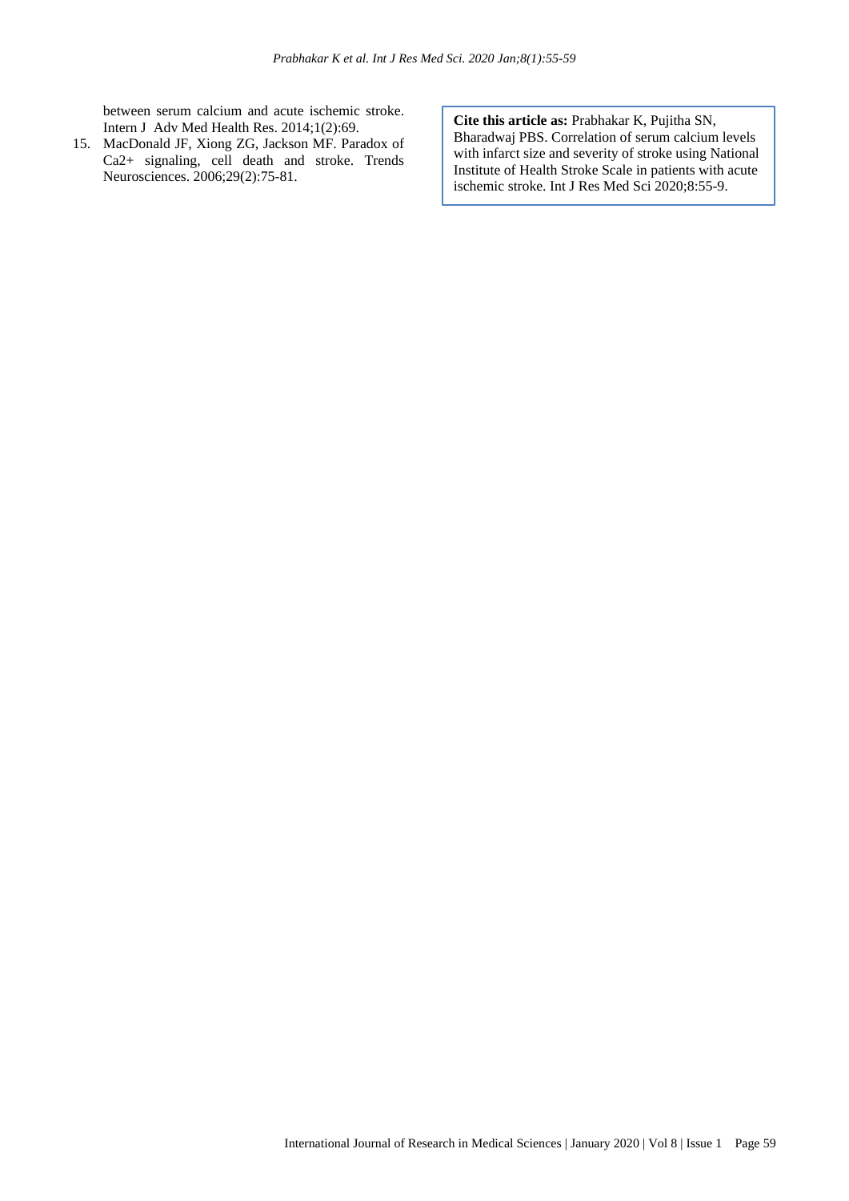between serum calcium and acute ischemic stroke. Intern J Adv Med Health Res. 2014;1(2):69.

15. MacDonald JF, Xiong ZG, Jackson MF. Paradox of Ca2+ signaling, cell death and stroke. Trends Neurosciences. 2006;29(2):75-81.

**Cite this article as:** Prabhakar K, Pujitha SN, Bharadwaj PBS. Correlation of serum calcium levels with infarct size and severity of stroke using National Institute of Health Stroke Scale in patients with acute ischemic stroke. Int J Res Med Sci 2020;8:55-9.